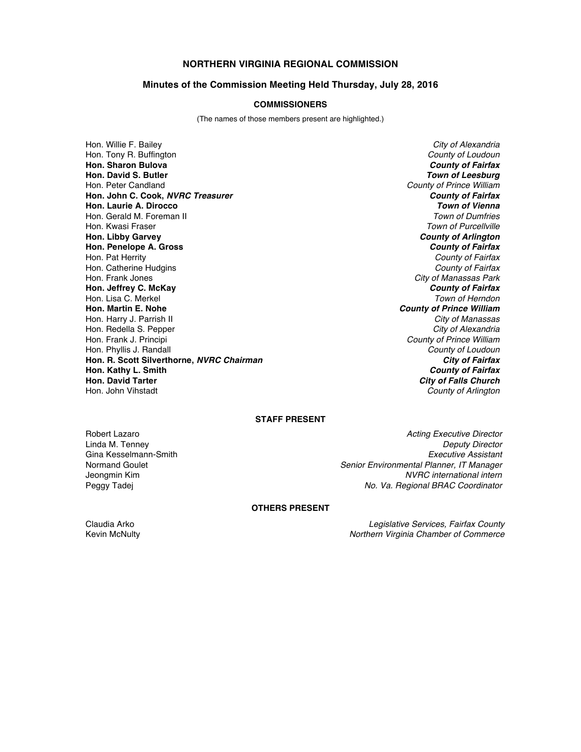# NORTHERN VIRGINIA REGIONAL COMMISSION

## Minutes of the Commission Meeting Held Thursday, July 28, 2016

### COMMISSIONERS

(The names of those members present are highlighted.)

| | |
|---|---|
| Hon. Willie F. Bailey | *City of Alexandria* |
| Hon. Tony R. Buffington | *County of Loudoun* |
| **Hon. Sharon Bulova** | ***County of Fairfax*** |
| **Hon. David S. Butler** | ***Town of Leesburg*** |
| Hon. Peter Candland | *County of Prince William* |
| **Hon. John C. Cook, *NVRC Treasurer*** | ***County of Fairfax*** |
| **Hon. Laurie A. Dirocco** | ***Town of Vienna*** |
| Hon. Gerald M. Foreman II | *Town of Dumfries* |
| Hon. Kwasi Fraser | *Town of Purcellville* |
| **Hon. Libby Garvey** | ***County of Arlington*** |
| **Hon. Penelope A. Gross** | ***County of Fairfax*** |
| Hon. Pat Herrity | *County of Fairfax* |
| Hon. Catherine Hudgins | *County of Fairfax* |
| Hon. Frank Jones | *City of Manassas Park* |
| **Hon. Jeffrey C. McKay** | ***County of Fairfax*** |
| Hon. Lisa C. Merkel | *Town of Herndon* |
| **Hon. Martin E. Nohe** | ***County of Prince William*** |
| Hon. Harry J. Parrish II | *City of Manassas* |
| Hon. Redella S. Pepper | *City of Alexandria* |
| Hon. Frank J. Principi | *County of Prince William* |
| Hon. Phyllis J. Randall | *County of Loudoun* |
| **Hon. R. Scott Silverthorne, *NVRC Chairman*** | ***City of Fairfax*** |
| **Hon. Kathy L. Smith** | ***County of Fairfax*** |
| **Hon. David Tarter** | ***City of Falls Church*** |
| Hon. John Vihstadt | *County of Arlington* |

### STAFF PRESENT

| | |
|---|---|
| Robert Lazaro | *Acting Executive Director* |
| Linda M. Tenney | *Deputy Director* |
| Gina Kesselmann-Smith | *Executive Assistant* |
| Normand Goulet | *Senior Environmental Planner, IT Manager* |
| Jeongmin Kim | *NVRC international intern* |
| Peggy Tadej | *No. Va. Regional BRAC Coordinator* |

### OTHERS PRESENT

| | |
|---|---|
| Claudia Arko | *Legislative Services, Fairfax County* |
| Kevin McNulty | *Northern Virginia Chamber of Commerce* |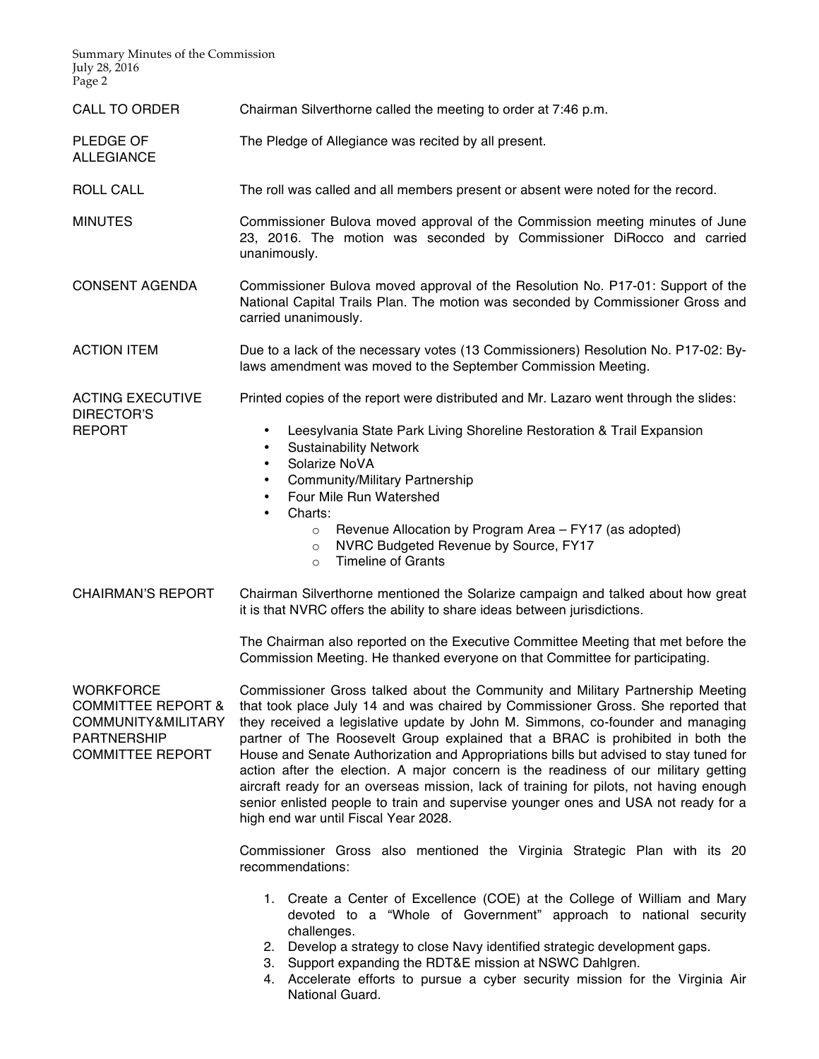**CALL TO ORDER**

Chairman Silverthorne called the meeting to order at 7:46 p.m.

**PLEDGE OF ALLEGIANCE**

The Pledge of Allegiance was recited by all present.

**ROLL CALL**

The roll was called and all members present or absent were noted for the record.

**MINUTES**

Commissioner Bulova moved approval of the Commission meeting minutes of June 23, 2016. The motion was seconded by Commissioner DiRocco and carried unanimously.

**CONSENT AGENDA**

Commissioner Bulova moved approval of the Resolution No. P17-01: Support of the National Capital Trails Plan. The motion was seconded by Commissioner Gross and carried unanimously.

**ACTION ITEM**

Due to a lack of the necessary votes (13 Commissioners) Resolution No. P17-02: By-laws amendment was moved to the September Commission Meeting.

**ACTING EXECUTIVE DIRECTOR'S REPORT**

Printed copies of the report were distributed and Mr. Lazaro went through the slides:

- Leesylvania State Park Living Shoreline Restoration & Trail Expansion
- Sustainability Network
- Solarize NoVA
- Community/Military Partnership
- Four Mile Run Watershed
- Charts:
  - Revenue Allocation by Program Area – FY17 (as adopted)
  - NVRC Budgeted Revenue by Source, FY17
  - Timeline of Grants

**CHAIRMAN'S REPORT**

Chairman Silverthorne mentioned the Solarize campaign and talked about how great it is that NVRC offers the ability to share ideas between jurisdictions.

The Chairman also reported on the Executive Committee Meeting that met before the Commission Meeting. He thanked everyone on that Committee for participating.

**WORKFORCE COMMITTEE REPORT & COMMUNITY&MILITARY PARTNERSHIP COMMITTEE REPORT**

Commissioner Gross talked about the Community and Military Partnership Meeting that took place July 14 and was chaired by Commissioner Gross. She reported that they received a legislative update by John M. Simmons, co-founder and managing partner of The Roosevelt Group explained that a BRAC is prohibited in both the House and Senate Authorization and Appropriations bills but advised to stay tuned for action after the election. A major concern is the readiness of our military getting aircraft ready for an overseas mission, lack of training for pilots, not having enough senior enlisted people to train and supervise younger ones and USA not ready for a high end war until Fiscal Year 2028.

Commissioner Gross also mentioned the Virginia Strategic Plan with its 20 recommendations:

1. Create a Center of Excellence (COE) at the College of William and Mary devoted to a "Whole of Government" approach to national security challenges.
2. Develop a strategy to close Navy identified strategic development gaps.
3. Support expanding the RDT&E mission at NSWC Dahlgren.
4. Accelerate efforts to pursue a cyber security mission for the Virginia Air National Guard.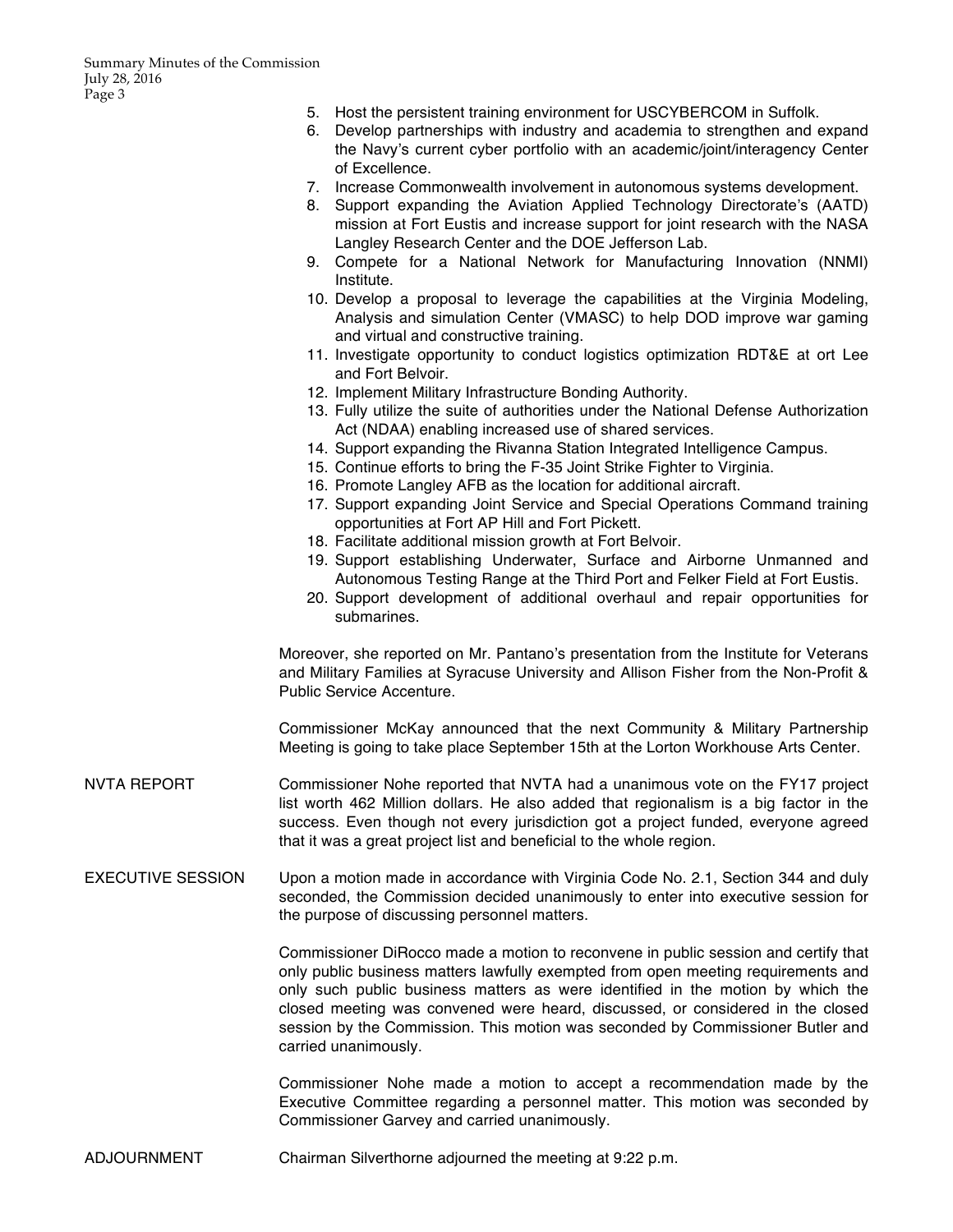5. Host the persistent training environment for USCYBERCOM in Suffolk.
6. Develop partnerships with industry and academia to strengthen and expand the Navy's current cyber portfolio with an academic/joint/interagency Center of Excellence.
7. Increase Commonwealth involvement in autonomous systems development.
8. Support expanding the Aviation Applied Technology Directorate's (AATD) mission at Fort Eustis and increase support for joint research with the NASA Langley Research Center and the DOE Jefferson Lab.
9. Compete for a National Network for Manufacturing Innovation (NNMI) Institute.
10. Develop a proposal to leverage the capabilities at the Virginia Modeling, Analysis and simulation Center (VMASC) to help DOD improve war gaming and virtual and constructive training.
11. Investigate opportunity to conduct logistics optimization RDT&E at ort Lee and Fort Belvoir.
12. Implement Military Infrastructure Bonding Authority.
13. Fully utilize the suite of authorities under the National Defense Authorization Act (NDAA) enabling increased use of shared services.
14. Support expanding the Rivanna Station Integrated Intelligence Campus.
15. Continue efforts to bring the F-35 Joint Strike Fighter to Virginia.
16. Promote Langley AFB as the location for additional aircraft.
17. Support expanding Joint Service and Special Operations Command training opportunities at Fort AP Hill and Fort Pickett.
18. Facilitate additional mission growth at Fort Belvoir.
19. Support establishing Underwater, Surface and Airborne Unmanned and Autonomous Testing Range at the Third Port and Felker Field at Fort Eustis.
20. Support development of additional overhaul and repair opportunities for submarines.

Moreover, she reported on Mr. Pantano's presentation from the Institute for Veterans and Military Families at Syracuse University and Allison Fisher from the Non-Profit & Public Service Accenture.

Commissioner McKay announced that the next Community & Military Partnership Meeting is going to take place September 15th at the Lorton Workhouse Arts Center.

**NVTA REPORT**

Commissioner Nohe reported that NVTA had a unanimous vote on the FY17 project list worth 462 Million dollars. He also added that regionalism is a big factor in the success. Even though not every jurisdiction got a project funded, everyone agreed that it was a great project list and beneficial to the whole region.

**EXECUTIVE SESSION**

Upon a motion made in accordance with Virginia Code No. 2.1, Section 344 and duly seconded, the Commission decided unanimously to enter into executive session for the purpose of discussing personnel matters.

Commissioner DiRocco made a motion to reconvene in public session and certify that only public business matters lawfully exempted from open meeting requirements and only such public business matters as were identified in the motion by which the closed meeting was convened were heard, discussed, or considered in the closed session by the Commission. This motion was seconded by Commissioner Butler and carried unanimously.

Commissioner Nohe made a motion to accept a recommendation made by the Executive Committee regarding a personnel matter. This motion was seconded by Commissioner Garvey and carried unanimously.

**ADJOURNMENT**

Chairman Silverthorne adjourned the meeting at 9:22 p.m.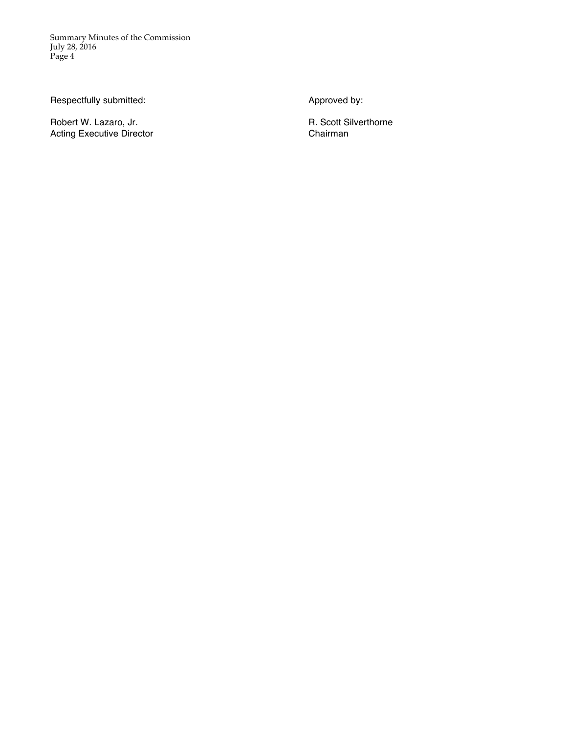Respectfully submitted:

Robert W. Lazaro, Jr.
Acting Executive Director

Approved by:

R. Scott Silverthorne
Chairman